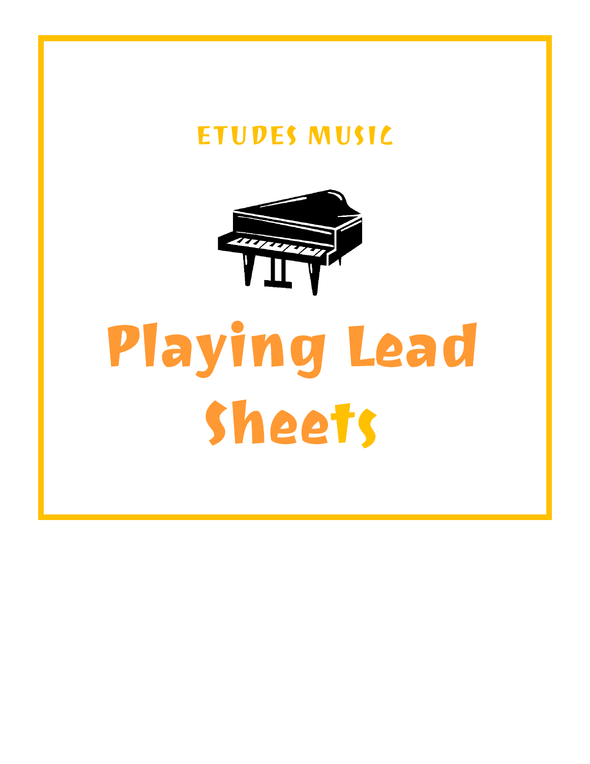ETUDES MUSIC

# Playing Lead Sheets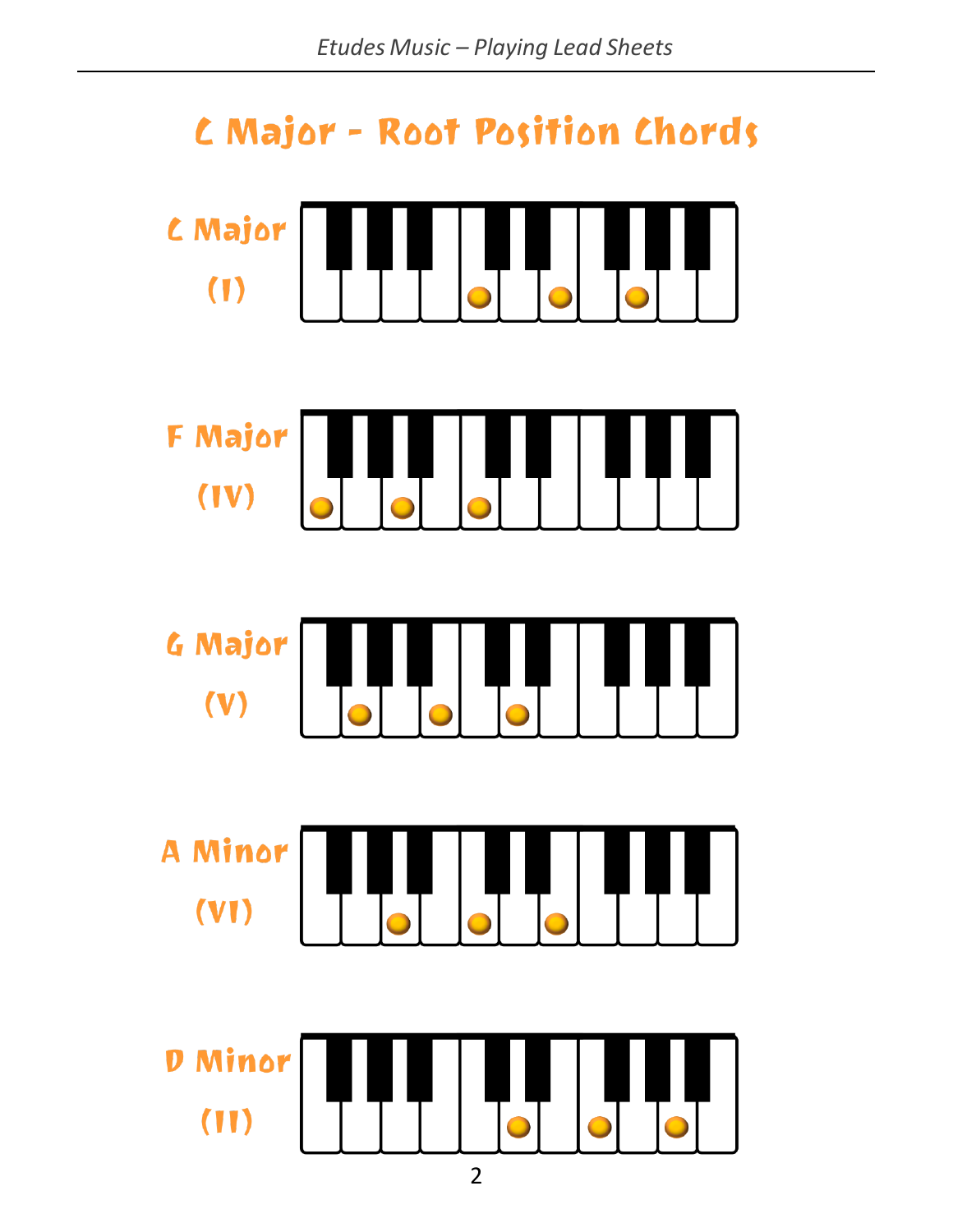# C Major - Root Position Chords

C Major

(I)

F Major

(IV)

G Major

(V)

A Minor

(VI)

D Minor

(II)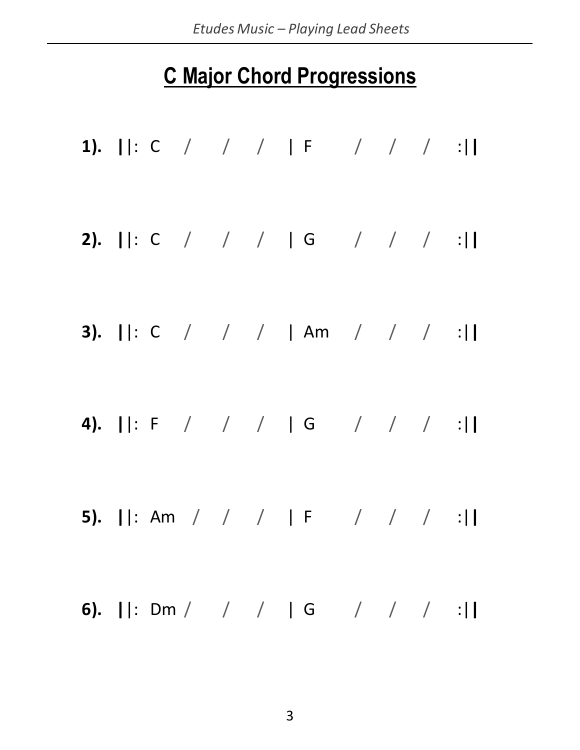# C Major Chord Progressions

**1).** ||: C / / / | F / / / :||

**2).** ||: C / / / | G / / / :||

**3).** ||: C / / / | Am / / / :||

**4).** ||: F / / / | G / / / :||

**5).** ||: Am / / / | F / / / :||

**6).** ||: Dm / / / | G / / / :||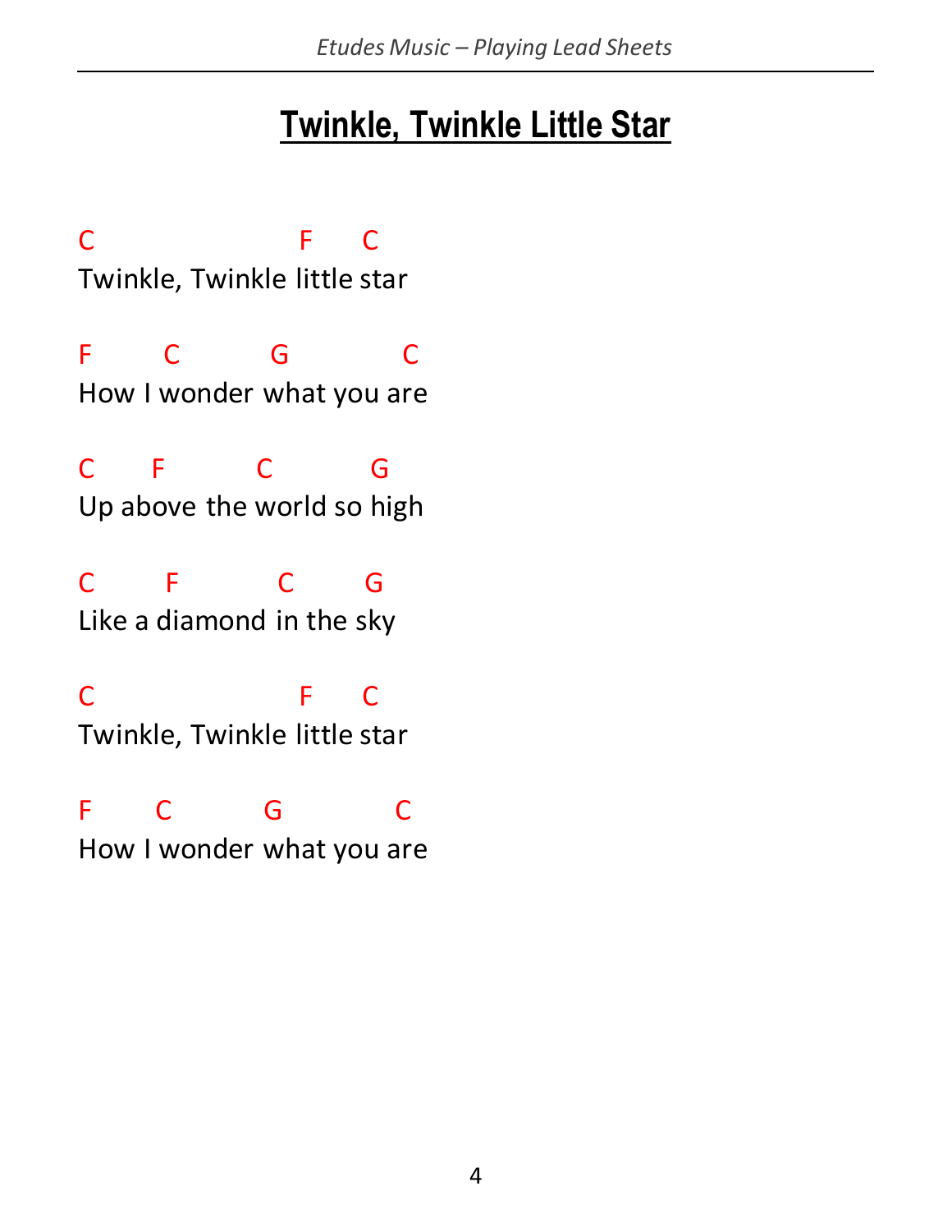# Twinkle, Twinkle Little Star

```
C                   F     C
Twinkle, Twinkle little star

F       C        G          C
How I wonder what you are

C     F        C         G
Up above the world so high

C      F         C       G
Like a diamond in the sky

C                   F     C
Twinkle, Twinkle little star

F      C        G          C
How I wonder what you are
```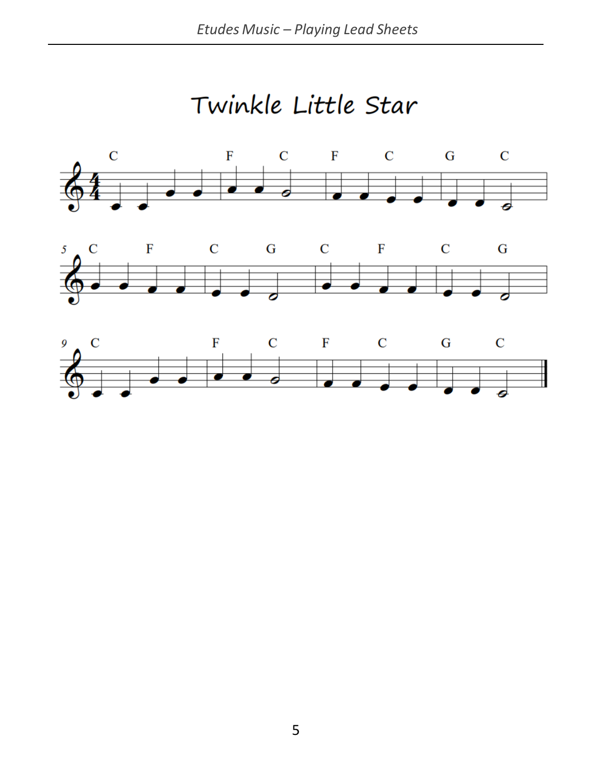# Twinkle Little Star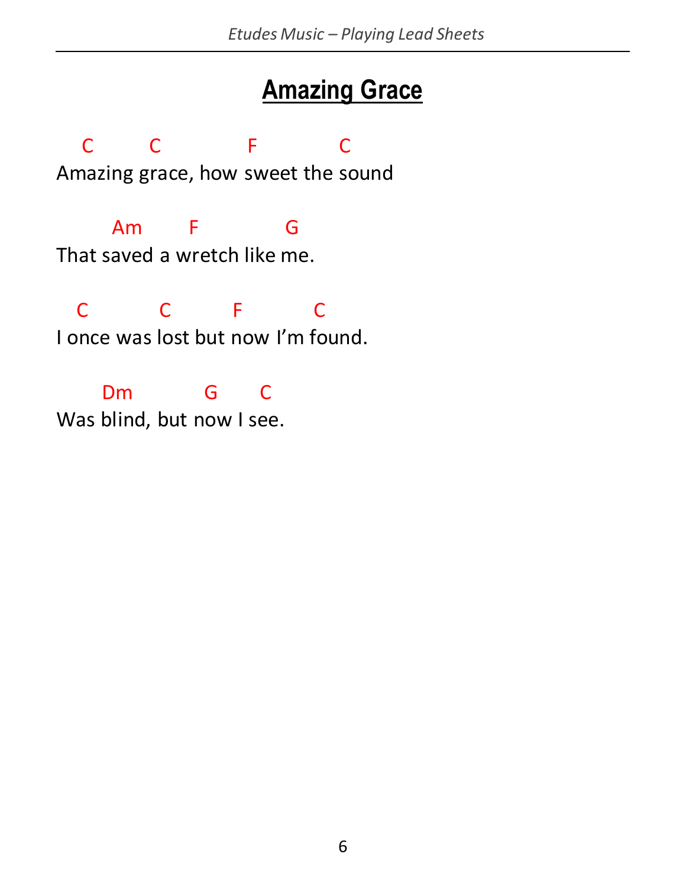# Amazing Grace

```
   C        C            F           C
Amazing grace, how sweet the sound

       Am      F            G
That saved a wretch like me.

  C          C         F          C
I once was lost but now I'm found.

      Dm          G      C
Was blind, but now I see.
```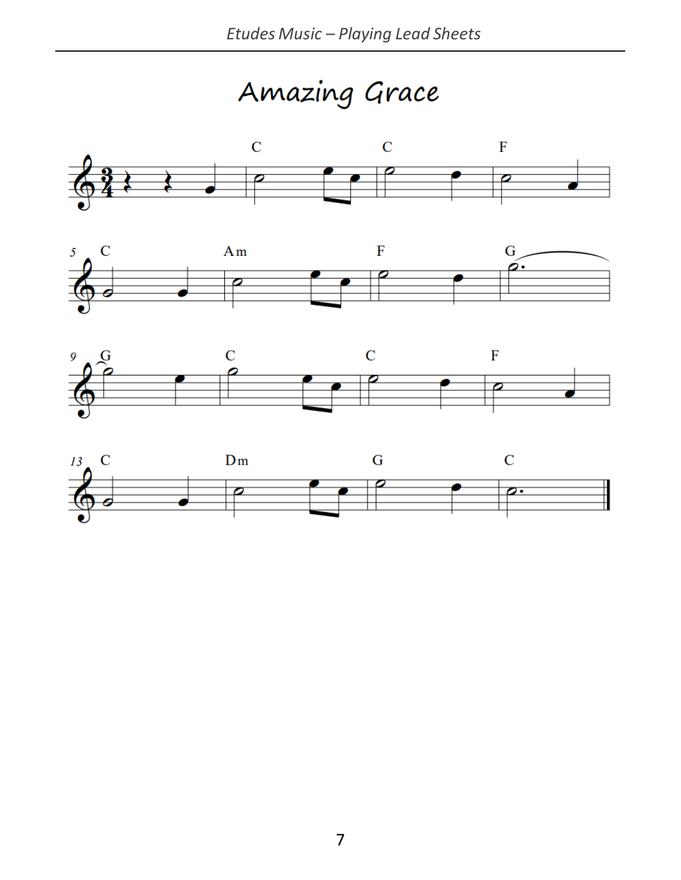# Amazing Grace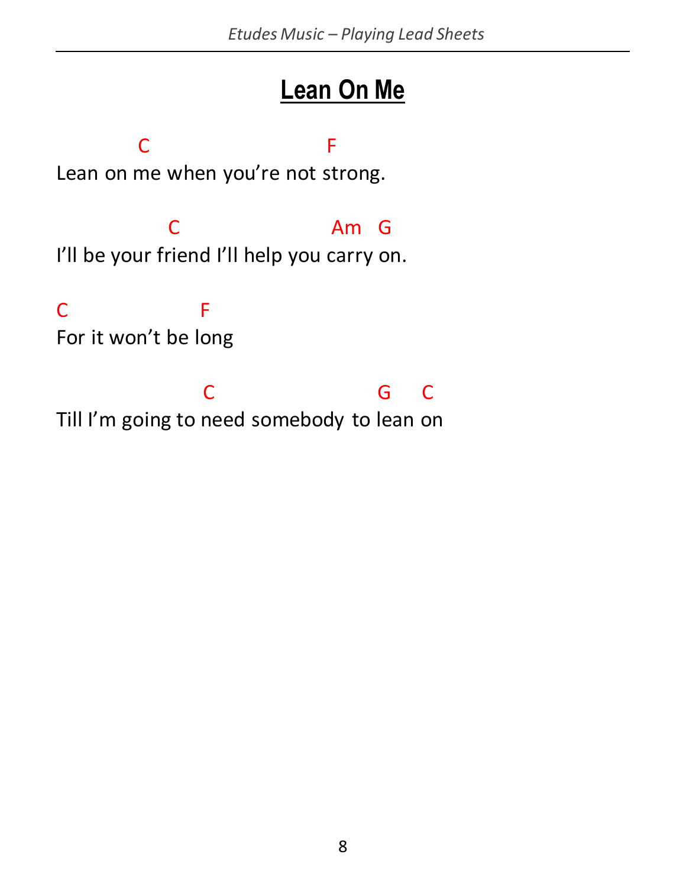# Lean On Me

```
          C                    F
Lean on me when you're not strong.

             C                 Am  G
I'll be your friend I'll help you carry on.

C                F
For it won't be long

                 C                   G    C
Till I'm going to need somebody to lean on
```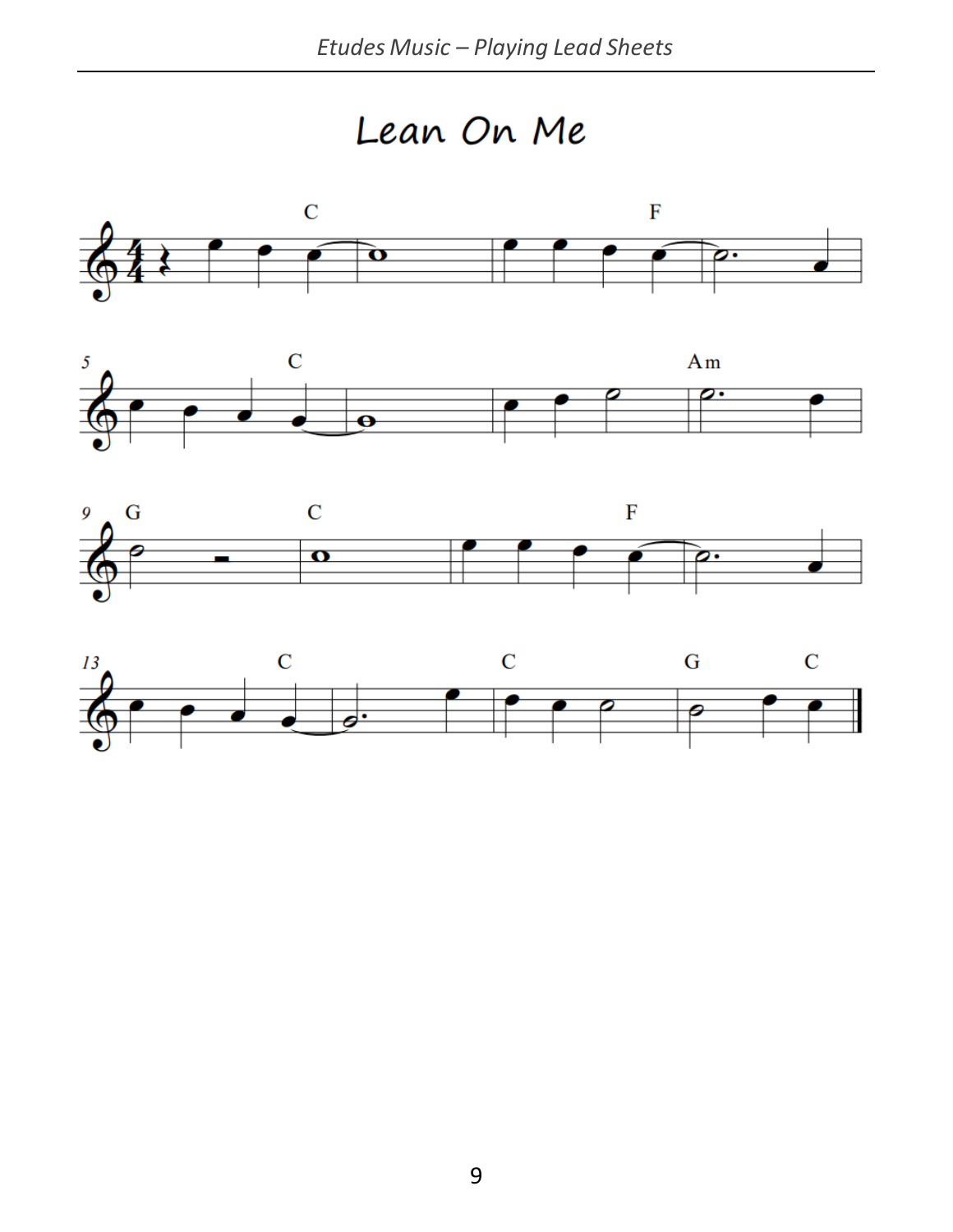# Lean On Me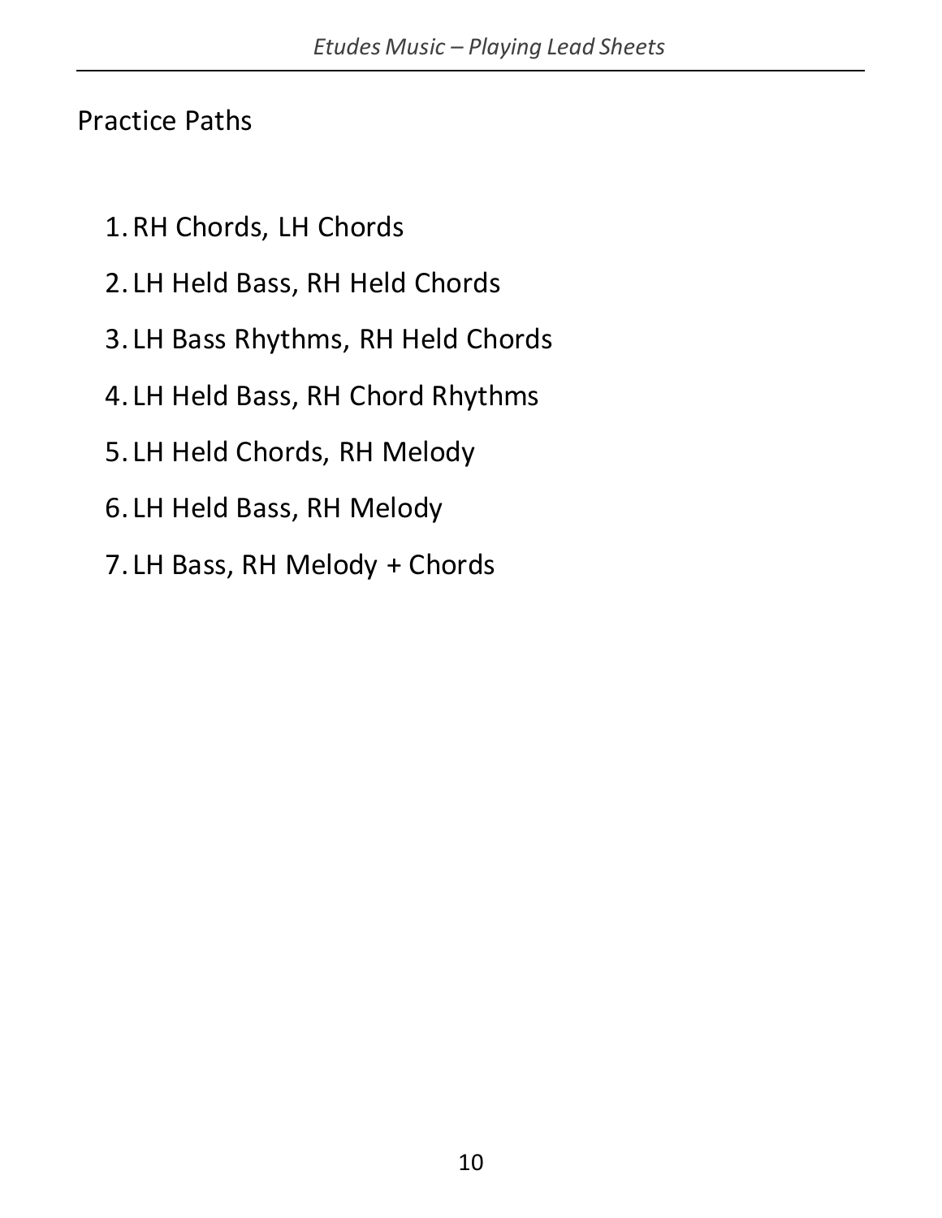## Practice Paths

1. RH Chords, LH Chords
2. LH Held Bass, RH Held Chords
3. LH Bass Rhythms, RH Held Chords
4. LH Held Bass, RH Chord Rhythms
5. LH Held Chords, RH Melody
6. LH Held Bass, RH Melody
7. LH Bass, RH Melody + Chords